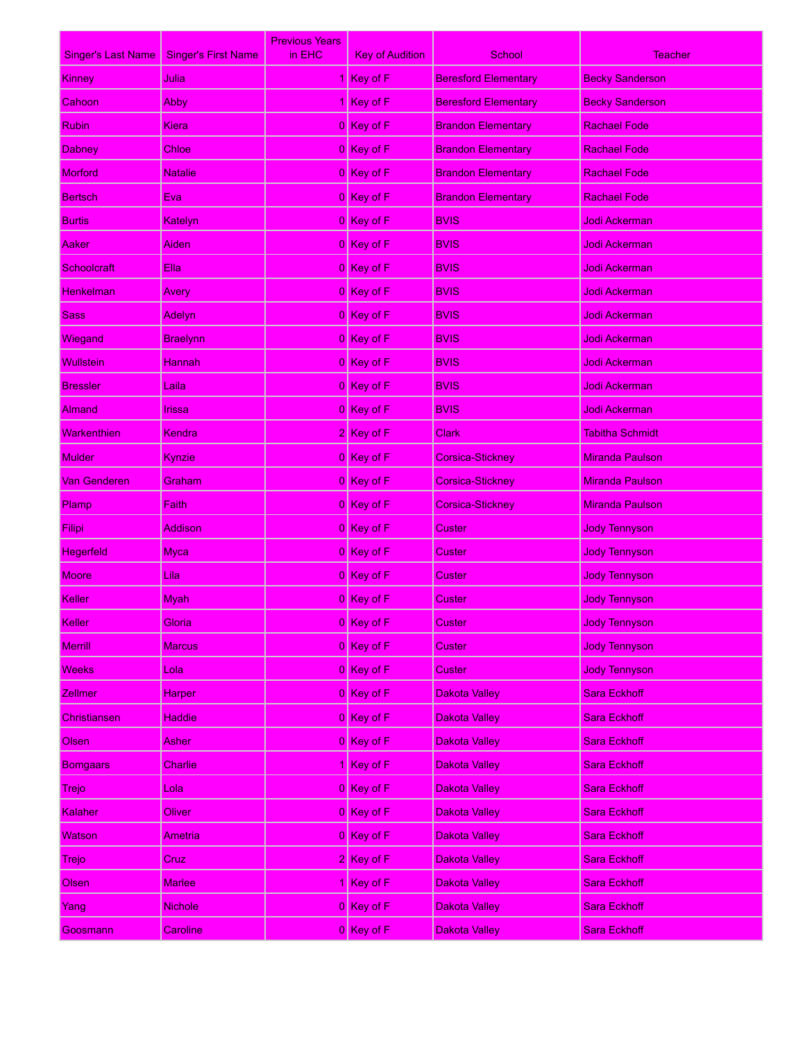| Singer's Last Name | Singer's First Name | Previous Years in EHC | Key of Audition | School | Teacher |
| --- | --- | --- | --- | --- | --- |
| Kinney | Julia | 1 | Key of F | Beresford Elementary | Becky Sanderson |
| Cahoon | Abby | 1 | Key of F | Beresford Elementary | Becky Sanderson |
| Rubin | Kiera | 0 | Key of F | Brandon Elementary | Rachael Fode |
| Dabney | Chloe | 0 | Key of F | Brandon Elementary | Rachael Fode |
| Morford | Natalie | 0 | Key of F | Brandon Elementary | Rachael Fode |
| Bertsch | Eva | 0 | Key of F | Brandon Elementary | Rachael Fode |
| Burtis | Katelyn | 0 | Key of F | BVIS | Jodi Ackerman |
| Aaker | Aiden | 0 | Key of F | BVIS | Jodi Ackerman |
| Schoolcraft | Ella | 0 | Key of F | BVIS | Jodi Ackerman |
| Henkelman | Avery | 0 | Key of F | BVIS | Jodi Ackerman |
| Sass | Adelyn | 0 | Key of F | BVIS | Jodi Ackerman |
| Wiegand | Braelynn | 0 | Key of F | BVIS | Jodi Ackerman |
| Wullstein | Hannah | 0 | Key of F | BVIS | Jodi Ackerman |
| Bressler | Laila | 0 | Key of F | BVIS | Jodi Ackerman |
| Almand | Irissa | 0 | Key of F | BVIS | Jodi Ackerman |
| Warkenthien | Kendra | 2 | Key of F | Clark | Tabitha Schmidt |
| Mulder | Kynzie | 0 | Key of F | Corsica-Stickney | Miranda Paulson |
| Van Genderen | Graham | 0 | Key of F | Corsica-Stickney | Miranda Paulson |
| Plamp | Faith | 0 | Key of F | Corsica-Stickney | Miranda Paulson |
| Filipi | Addison | 0 | Key of F | Custer | Jody Tennyson |
| Hegerfeld | Myca | 0 | Key of F | Custer | Jody Tennyson |
| Moore | Lila | 0 | Key of F | Custer | Jody Tennyson |
| Keller | Myah | 0 | Key of F | Custer | Jody Tennyson |
| Keller | Gloria | 0 | Key of F | Custer | Jody Tennyson |
| Merrill | Marcus | 0 | Key of F | Custer | Jody Tennyson |
| Weeks | Lola | 0 | Key of F | Custer | Jody Tennyson |
| Zellmer | Harper | 0 | Key of F | Dakota Valley | Sara Eckhoff |
| Christiansen | Haddie | 0 | Key of F | Dakota Valley | Sara Eckhoff |
| Olsen | Asher | 0 | Key of F | Dakota Valley | Sara Eckhoff |
| Bomgaars | Charlie | 1 | Key of F | Dakota Valley | Sara Eckhoff |
| Trejo | Lola | 0 | Key of F | Dakota Valley | Sara Eckhoff |
| Kalaher | Oliver | 0 | Key of F | Dakota Valley | Sara Eckhoff |
| Watson | Ametria | 0 | Key of F | Dakota Valley | Sara Eckhoff |
| Trejo | Cruz | 2 | Key of F | Dakota Valley | Sara Eckhoff |
| Olsen | Marlee | 1 | Key of F | Dakota Valley | Sara Eckhoff |
| Yang | Nichole | 0 | Key of F | Dakota Valley | Sara Eckhoff |
| Goosmann | Caroline | 0 | Key of F | Dakota Valley | Sara Eckhoff |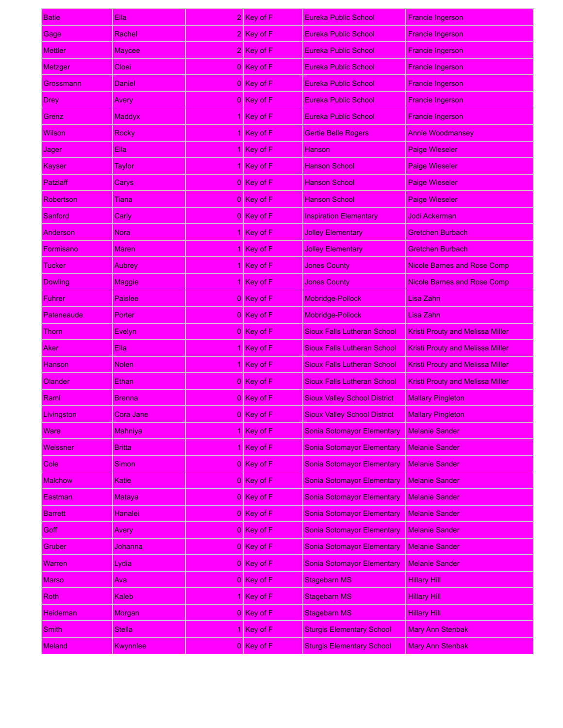| | | | | | |
|---|---|---|---|---|---|
| Batie | Ella | 2 | Key of F | Eureka Public School | Francie Ingerson |
| Gage | Rachel | 2 | Key of F | Eureka Public School | Francie Ingerson |
| Mettler | Maycee | 2 | Key of F | Eureka Public School | Francie Ingerson |
| Metzger | Cloei | 0 | Key of F | Eureka Public School | Francie Ingerson |
| Grossmann | Daniel | 0 | Key of F | Eureka Public School | Francie Ingerson |
| Drey | Avery | 0 | Key of F | Eureka Public School | Francie Ingerson |
| Grenz | Maddyx | 1 | Key of F | Eureka Public School | Francie Ingerson |
| Wilson | Rocky | 1 | Key of F | Gertie Belle Rogers | Annie Woodmansey |
| Jager | Ella | 1 | Key of F | Hanson | Paige Wieseler |
| Kayser | Taylor | 1 | Key of F | Hanson School | Paige Wieseler |
| Patzlaff | Carys | 0 | Key of F | Hanson School | Paige Wieseler |
| Robertson | Tiana | 0 | Key of F | Hanson School | Paige Wieseler |
| Sanford | Carly | 0 | Key of F | Inspiration Elementary | Jodi Ackerman |
| Anderson | Nora | 1 | Key of F | Jolley Elementary | Gretchen Burbach |
| Formisano | Maren | 1 | Key of F | Jolley Elementary | Gretchen Burbach |
| Tucker | Aubrey | 1 | Key of F | Jones County | Nicole Barnes and Rose Comp |
| Dowling | Maggie | 1 | Key of F | Jones County | Nicole Barnes and Rose Comp |
| Fuhrer | Paislee | 0 | Key of F | Mobridge-Pollock | Lisa Zahn |
| Pateneaude | Porter | 0 | Key of F | Mobridge-Pollock | Lisa Zahn |
| Thorn | Evelyn | 0 | Key of F | Sioux Falls Lutheran School | Kristi Prouty and Melissa Miller |
| Aker | Ella | 1 | Key of F | Sioux Falls Lutheran School | Kristi Prouty and Melissa Miller |
| Hanson | Nolen | 1 | Key of F | Sioux Falls Lutheran School | Kristi Prouty and Melissa Miller |
| Olander | Ethan | 0 | Key of F | Sioux Falls Lutheran School | Kristi Prouty and Melissa Miller |
| Raml | Brenna | 0 | Key of F | Sioux Valley School District | Mallary Pingleton |
| Livingston | Cora Jane | 0 | Key of F | Sioux Valley School District | Mallary Pingleton |
| Ware | Mahniya | 1 | Key of F | Sonia Sotomayor Elementary | Melanie Sander |
| Weissner | Britta | 1 | Key of F | Sonia Sotomayor Elementary | Melanie Sander |
| Cole | Simon | 0 | Key of F | Sonia Sotomayor Elementary | Melanie Sander |
| Malchow | Katie | 0 | Key of F | Sonia Sotomayor Elementary | Melanie Sander |
| Eastman | Mataya | 0 | Key of F | Sonia Sotomayor Elementary | Melanie Sander |
| Barrett | Hanalei | 0 | Key of F | Sonia Sotomayor Elementary | Melanie Sander |
| Goff | Avery | 0 | Key of F | Sonia Sotomayor Elementary | Melanie Sander |
| Gruber | Johanna | 0 | Key of F | Sonia Sotomayor Elementary | Melanie Sander |
| Warren | Lydia | 0 | Key of F | Sonia Sotomayor Elementary | Melanie Sander |
| Marso | Ava | 0 | Key of F | Stagebarn MS | Hillary Hill |
| Roth | Kaleb | 1 | Key of F | Stagebarn MS | Hillary Hill |
| Heideman | Morgan | 0 | Key of F | Stagebarn MS | Hillary Hill |
| Smith | Stella | 1 | Key of F | Sturgis Elementary School | Mary Ann Stenbak |
| Meland | Kwynnlee | 0 | Key of F | Sturgis Elementary School | Mary Ann Stenbak |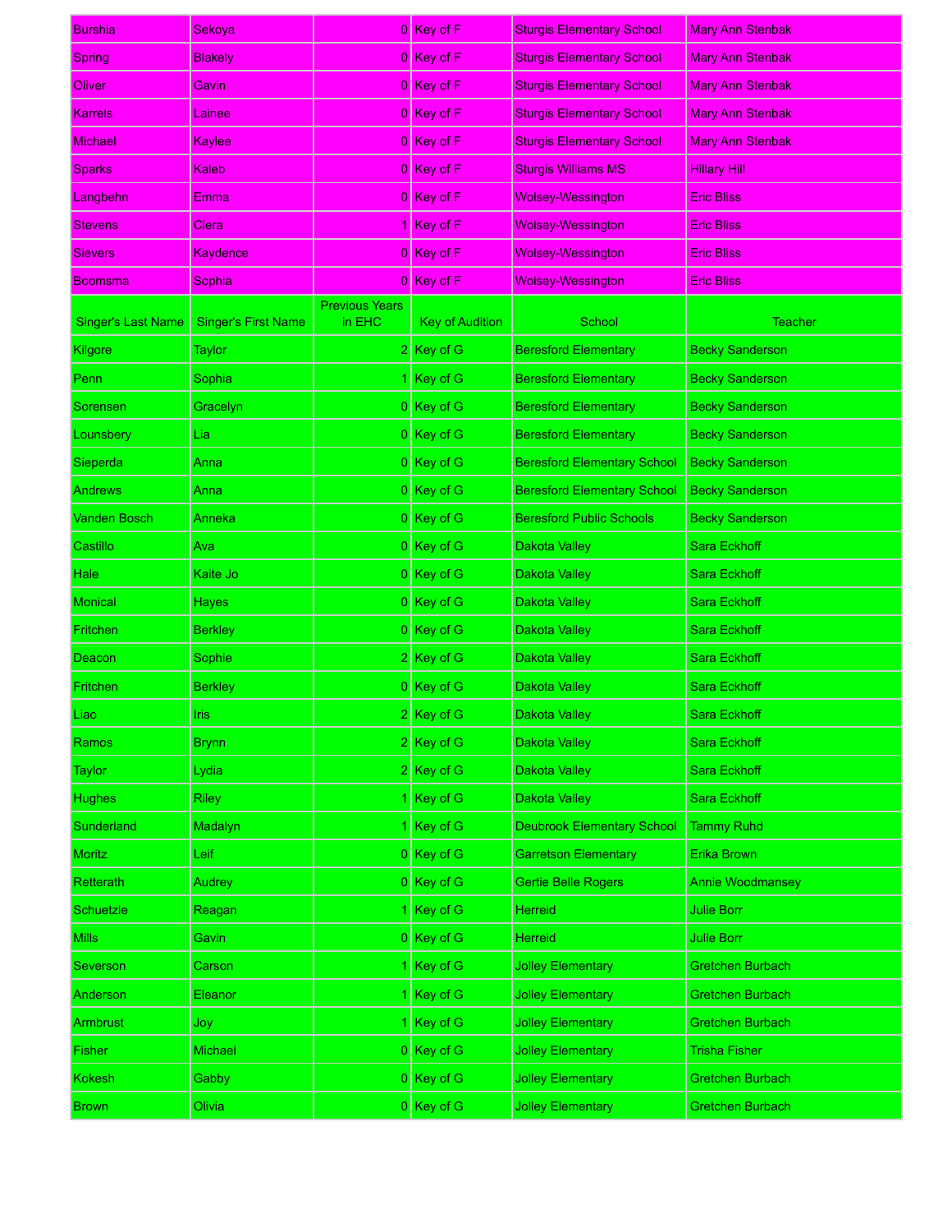| Burshia | Sekoya | 0 | Key of F | Sturgis Elementary School | Mary Ann Stenbak |
|---|---|---|---|---|---|
| Spring | Blakely | 0 | Key of F | Sturgis Elementary School | Mary Ann Stenbak |
| Oliver | Gavin | 0 | Key of F | Sturgis Elementary School | Mary Ann Stenbak |
| Karrels | Lainee | 0 | Key of F | Sturgis Elementary School | Mary Ann Stenbak |
| Michael | Kaylee | 0 | Key of F | Sturgis Elementary School | Mary Ann Stenbak |
| Sparks | Kaleb | 0 | Key of F | Sturgis Williams MS | Hillary Hill |
| Langbehn | Emma | 0 | Key of F | Wolsey-Wessington | Eric Bliss |
| Stevens | Ciera | 1 | Key of F | Wolsey-Wessington | Eric Bliss |
| Sievers | Kaydence | 0 | Key of F | Wolsey-Wessington | Eric Bliss |
| Boomsma | Sophia | 0 | Key of F | Wolsey-Wessington | Eric Bliss |

| Singer's Last Name | Singer's First Name | Previous Years in EHC | Key of Audition | School | Teacher |
|---|---|---|---|---|---|
| Kilgore | Taylor | 2 | Key of G | Beresford Elementary | Becky Sanderson |
| Penn | Sophia | 1 | Key of G | Beresford Elementary | Becky Sanderson |
| Sorensen | Gracelyn | 0 | Key of G | Beresford Elementary | Becky Sanderson |
| Lounsbery | Lia | 0 | Key of G | Beresford Elementary | Becky Sanderson |
| Sieperda | Anna | 0 | Key of G | Beresford Elementary School | Becky Sanderson |
| Andrews | Anna | 0 | Key of G | Beresford Elementary School | Becky Sanderson |
| Vanden Bosch | Anneka | 0 | Key of G | Beresford Public Schools | Becky Sanderson |
| Castillo | Ava | 0 | Key of G | Dakota Valley | Sara Eckhoff |
| Hale | Kaite Jo | 0 | Key of G | Dakota Valley | Sara Eckhoff |
| Monical | Hayes | 0 | Key of G | Dakota Valley | Sara Eckhoff |
| Fritchen | Berkley | 0 | Key of G | Dakota Valley | Sara Eckhoff |
| Deacon | Sophie | 2 | Key of G | Dakota Valley | Sara Eckhoff |
| Fritchen | Berkley | 0 | Key of G | Dakota Valley | Sara Eckhoff |
| Liao | Iris | 2 | Key of G | Dakota Valley | Sara Eckhoff |
| Ramos | Brynn | 2 | Key of G | Dakota Valley | Sara Eckhoff |
| Taylor | Lydia | 2 | Key of G | Dakota Valley | Sara Eckhoff |
| Hughes | Riley | 1 | Key of G | Dakota Valley | Sara Eckhoff |
| Sunderland | Madalyn | 1 | Key of G | Deubrook Elementary School | Tammy Ruhd |
| Moritz | Leif | 0 | Key of G | Garretson Elementary | Erika Brown |
| Retterath | Audrey | 0 | Key of G | Gertie Belle Rogers | Annie Woodmansey |
| Schuetzle | Reagan | 1 | Key of G | Herreid | Julie Borr |
| Mills | Gavin | 0 | Key of G | Herreid | Julie Borr |
| Severson | Carson | 1 | Key of G | Jolley Elementary | Gretchen Burbach |
| Anderson | Eleanor | 1 | Key of G | Jolley Elementary | Gretchen Burbach |
| Armbrust | Joy | 1 | Key of G | Jolley Elementary | Gretchen Burbach |
| Fisher | Michael | 0 | Key of G | Jolley Elementary | Trisha Fisher |
| Kokesh | Gabby | 0 | Key of G | Jolley Elementary | Gretchen Burbach |
| Brown | Olivia | 0 | Key of G | Jolley Elementary | Gretchen Burbach |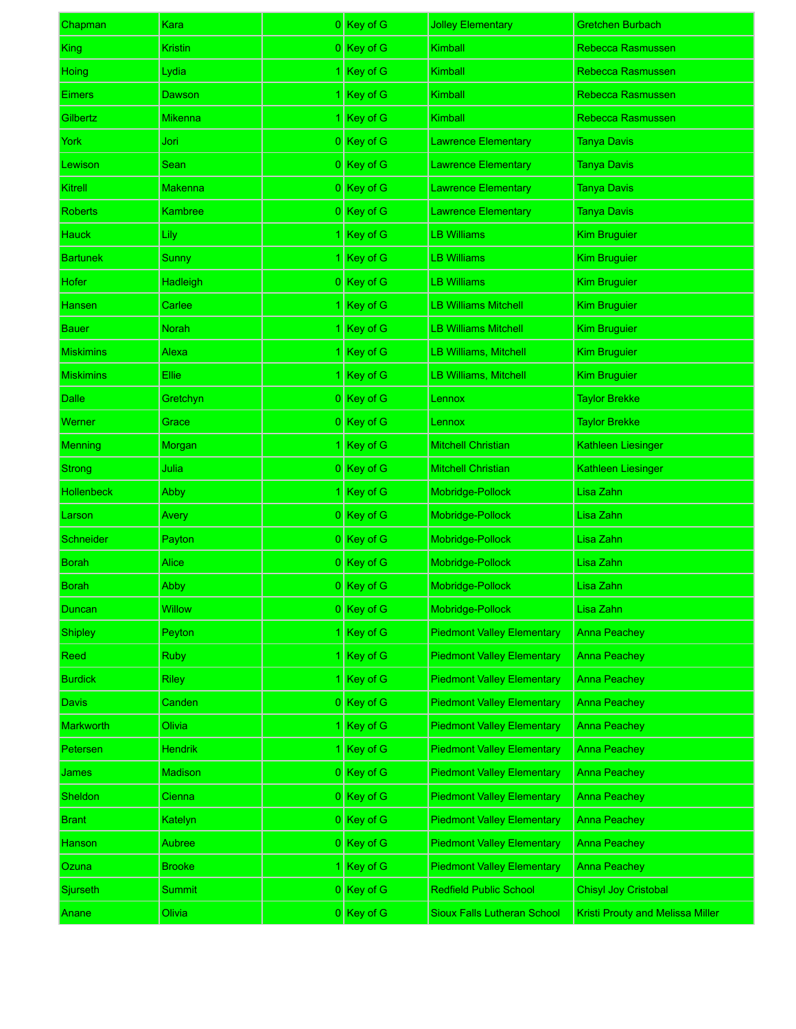| | | | | | |
|---|---|---|---|---|---|
| Chapman | Kara | 0 | Key of G | Jolley Elementary | Gretchen Burbach |
| King | Kristin | 0 | Key of G | Kimball | Rebecca Rasmussen |
| Hoing | Lydia | 1 | Key of G | Kimball | Rebecca Rasmussen |
| Eimers | Dawson | 1 | Key of G | Kimball | Rebecca Rasmussen |
| Gilbertz | Mikenna | 1 | Key of G | Kimball | Rebecca Rasmussen |
| York | Jori | 0 | Key of G | Lawrence Elementary | Tanya Davis |
| Lewison | Sean | 0 | Key of G | Lawrence Elementary | Tanya Davis |
| Kitrell | Makenna | 0 | Key of G | Lawrence Elementary | Tanya Davis |
| Roberts | Kambree | 0 | Key of G | Lawrence Elementary | Tanya Davis |
| Hauck | Lily | 1 | Key of G | LB Williams | Kim Bruguier |
| Bartunek | Sunny | 1 | Key of G | LB Williams | Kim Bruguier |
| Hofer | Hadleigh | 0 | Key of G | LB Williams | Kim Bruguier |
| Hansen | Carlee | 1 | Key of G | LB Williams Mitchell | Kim Bruguier |
| Bauer | Norah | 1 | Key of G | LB Williams Mitchell | Kim Bruguier |
| Miskimins | Alexa | 1 | Key of G | LB Williams, Mitchell | Kim Bruguier |
| Miskimins | Ellie | 1 | Key of G | LB Williams, Mitchell | Kim Bruguier |
| Dalle | Gretchyn | 0 | Key of G | Lennox | Taylor Brekke |
| Werner | Grace | 0 | Key of G | Lennox | Taylor Brekke |
| Menning | Morgan | 1 | Key of G | Mitchell Christian | Kathleen Liesinger |
| Strong | Julia | 0 | Key of G | Mitchell Christian | Kathleen Liesinger |
| Hollenbeck | Abby | 1 | Key of G | Mobridge-Pollock | Lisa Zahn |
| Larson | Avery | 0 | Key of G | Mobridge-Pollock | Lisa Zahn |
| Schneider | Payton | 0 | Key of G | Mobridge-Pollock | Lisa Zahn |
| Borah | Alice | 0 | Key of G | Mobridge-Pollock | Lisa Zahn |
| Borah | Abby | 0 | Key of G | Mobridge-Pollock | Lisa Zahn |
| Duncan | Willow | 0 | Key of G | Mobridge-Pollock | Lisa Zahn |
| Shipley | Peyton | 1 | Key of G | Piedmont Valley Elementary | Anna Peachey |
| Reed | Ruby | 1 | Key of G | Piedmont Valley Elementary | Anna Peachey |
| Burdick | Riley | 1 | Key of G | Piedmont Valley Elementary | Anna Peachey |
| Davis | Canden | 0 | Key of G | Piedmont Valley Elementary | Anna Peachey |
| Markworth | Olivia | 1 | Key of G | Piedmont Valley Elementary | Anna Peachey |
| Petersen | Hendrik | 1 | Key of G | Piedmont Valley Elementary | Anna Peachey |
| James | Madison | 0 | Key of G | Piedmont Valley Elementary | Anna Peachey |
| Sheldon | Cienna | 0 | Key of G | Piedmont Valley Elementary | Anna Peachey |
| Brant | Katelyn | 0 | Key of G | Piedmont Valley Elementary | Anna Peachey |
| Hanson | Aubree | 0 | Key of G | Piedmont Valley Elementary | Anna Peachey |
| Ozuna | Brooke | 1 | Key of G | Piedmont Valley Elementary | Anna Peachey |
| Sjurseth | Summit | 0 | Key of G | Redfield Public School | Chisyl Joy Cristobal |
| Anane | Olivia | 0 | Key of G | Sioux Falls Lutheran School | Kristi Prouty and Melissa Miller |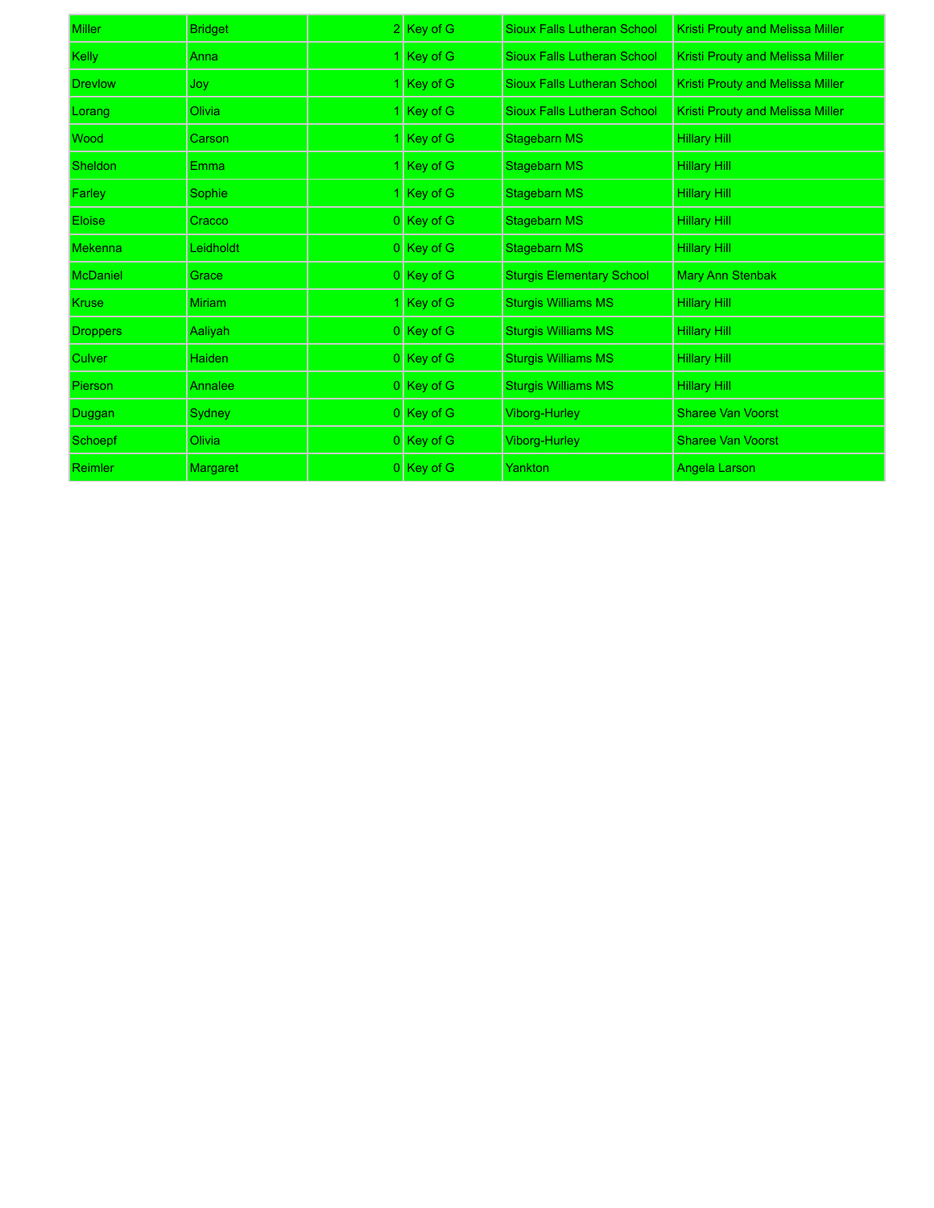| | | | | | |
|---|---|---|---|---|---|
| Miller | Bridget | 2 | Key of G | Sioux Falls Lutheran School | Kristi Prouty and Melissa Miller |
| Kelly | Anna | 1 | Key of G | Sioux Falls Lutheran School | Kristi Prouty and Melissa Miller |
| Drevlow | Joy | 1 | Key of G | Sioux Falls Lutheran School | Kristi Prouty and Melissa Miller |
| Lorang | Olivia | 1 | Key of G | Sioux Falls Lutheran School | Kristi Prouty and Melissa Miller |
| Wood | Carson | 1 | Key of G | Stagebarn MS | Hillary Hill |
| Sheldon | Emma | 1 | Key of G | Stagebarn MS | Hillary Hill |
| Farley | Sophie | 1 | Key of G | Stagebarn MS | Hillary Hill |
| Eloise | Cracco | 0 | Key of G | Stagebarn MS | Hillary Hill |
| Mekenna | Leidholdt | 0 | Key of G | Stagebarn MS | Hillary Hill |
| McDaniel | Grace | 0 | Key of G | Sturgis Elementary School | Mary Ann Stenbak |
| Kruse | Miriam | 1 | Key of G | Sturgis Williams MS | Hillary Hill |
| Droppers | Aaliyah | 0 | Key of G | Sturgis Williams MS | Hillary Hill |
| Culver | Haiden | 0 | Key of G | Sturgis Williams MS | Hillary Hill |
| Pierson | Annalee | 0 | Key of G | Sturgis Williams MS | Hillary Hill |
| Duggan | Sydney | 0 | Key of G | Viborg-Hurley | Sharee Van Voorst |
| Schoepf | Olivia | 0 | Key of G | Viborg-Hurley | Sharee Van Voorst |
| Reimler | Margaret | 0 | Key of G | Yankton | Angela Larson |